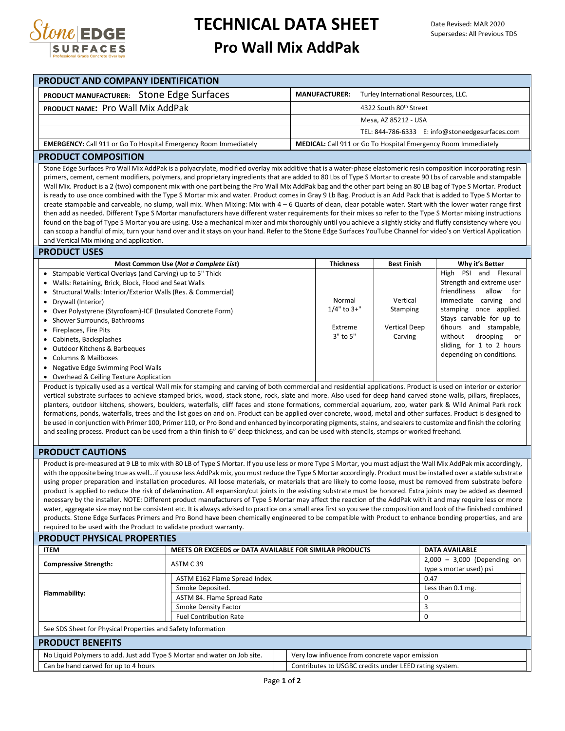# TECHNICAL DATA SHEET

## Pro Wall Mix AddPak

Date Revised: MAR 2020
Supersedes: All Previous TDS

## PRODUCT AND COMPANY IDENTIFICATION

| | |
|---|---|
| **PRODUCT MANUFACTURER:** Stone Edge Surfaces | **MANUFACTURER:** Turley International Resources, LLC. |
| **PRODUCT NAME:** Pro Wall Mix AddPak | 4322 South 80th Street |
| | Mesa, AZ 85212 - USA |
| | TEL: 844-786-6333 E: info@stoneedgesurfaces.com |
| **EMERGENCY:** Call 911 or Go To Hospital Emergency Room Immediately | **MEDICAL:** Call 911 or Go To Hospital Emergency Room Immediately |

## PRODUCT COMPOSITION

Stone Edge Surfaces Pro Wall Mix AddPak is a polyacrylate, modified overlay mix additive that is a water-phase elastomeric resin composition incorporating resin primers, cement, cement modifiers, polymers, and proprietary ingredients that are added to 80 Lbs of Type S Mortar to create 90 Lbs of carvable and stampable Wall Mix. Product is a 2 (two) component mix with one part being the Pro Wall Mix AddPak bag and the other part being an 80 LB bag of Type S Mortar. Product is ready to use once combined with the Type S Mortar mix and water. Product comes in Gray 9 Lb Bag. Product is an Add Pack that is added to Type S Mortar to create stampable and carveable, no slump, wall mix. When Mixing: Mix with 4 – 6 Quarts of clean, clear potable water. Start with the lower water range first then add as needed. Different Type S Mortar manufacturers have different water requirements for their mixes so refer to the Type S Mortar mixing instructions found on the bag of Type S Mortar you are using. Use a mechanical mixer and mix thoroughly until you achieve a slightly sticky and fluffy consistency where you can scoop a handful of mix, turn your hand over and it stays on your hand. Refer to the Stone Edge Surfaces YouTube Channel for video's on Vertical Application and Vertical Mix mixing and application.

## PRODUCT USES

| Most Common Use (*Not a Complete List*) | Thickness | Best Finish | Why it's Better |
|---|---|---|---|
| • Stampable Vertical Overlays (and Carving) up to 5" Thick<br>• Walls: Retaining, Brick, Block, Flood and Seat Walls<br>• Structural Walls: Interior/Exterior Walls (Res. & Commercial)<br>• Drywall (Interior)<br>• Over Polystyrene (Styrofoam)-ICF (Insulated Concrete Form)<br>• Shower Surrounds, Bathrooms<br>• Fireplaces, Fire Pits<br>• Cabinets, Backsplashes<br>• Outdoor Kitchens & Barbeques<br>• Columns & Mailboxes<br>• Negative Edge Swimming Pool Walls<br>• Overhead & Ceiling Texture Application | Normal<br>1/4" to 3+"<br><br>Extreme<br>3" to 5" | Vertical Stamping<br><br>Vertical Deep Carving | High PSI and Flexural Strength and extreme user friendliness allow for immediate carving and stamping once applied. Stays carvable for up to 6hours and stampable, without drooping or sliding, for 1 to 2 hours depending on conditions. |

Product is typically used as a vertical Wall mix for stamping and carving of both commercial and residential applications. Product is used on interior or exterior vertical substrate surfaces to achieve stamped brick, wood, stack stone, rock, slate and more. Also used for deep hand carved stone walls, pillars, fireplaces, planters, outdoor kitchens, showers, boulders, waterfalls, cliff faces and stone formations, commercial aquarium, zoo, water park & Wild Animal Park rock formations, ponds, waterfalls, trees and the list goes on and on. Product can be applied over concrete, wood, metal and other surfaces. Product is designed to be used in conjunction with Primer 100, Primer 110, or Pro Bond and enhanced by incorporating pigments, stains, and sealers to customize and finish the coloring and sealing process. Product can be used from a thin finish to 6" deep thickness, and can be used with stencils, stamps or worked freehand.

## PRODUCT CAUTIONS

Product is pre-measured at 9 LB to mix with 80 LB of Type S Mortar. If you use less or more Type S Mortar, you must adjust the Wall Mix AddPak mix accordingly, with the opposite being true as well…if you use less AddPak mix, you must reduce the Type S Mortar accordingly. Product must be installed over a stable substrate using proper preparation and installation procedures. All loose materials, or materials that are likely to come loose, must be removed from substrate before product is applied to reduce the risk of delamination. All expansion/cut joints in the existing substrate must be honored. Extra joints may be added as deemed necessary by the installer. NOTE: Different product manufacturers of Type S Mortar may affect the reaction of the AddPak with it and may require less or more water, aggregate size may not be consistent etc. It is always advised to practice on a small area first so you see the composition and look of the finished combined products. Stone Edge Surfaces Primers and Pro Bond have been chemically engineered to be compatible with Product to enhance bonding properties, and are required to be used with the Product to validate product warranty.

## PRODUCT PHYSICAL PROPERTIES

| ITEM | MEETS OR EXCEEDS or DATA AVAILABLE FOR SIMILAR PRODUCTS | DATA AVAILABLE |
|---|---|---|
| **Compressive Strength:** | ASTM C 39 | 2,000 – 3,000 (Depending on type s mortar used) psi |
| **Flammability:** | ASTM E162 Flame Spread Index. | 0.47 |
| | Smoke Deposited. | Less than 0.1 mg. |
| | ASTM 84. Flame Spread Rate | 0 |
| | Smoke Density Factor | 3 |
| | Fuel Contribution Rate | 0 |

See SDS Sheet for Physical Properties and Safety Information

## PRODUCT BENEFITS

| | |
|---|---|
| No Liquid Polymers to add. Just add Type S Mortar and water on Job site. | Very low influence from concrete vapor emission |
| Can be hand carved for up to 4 hours | Contributes to USGBC credits under LEED rating system. |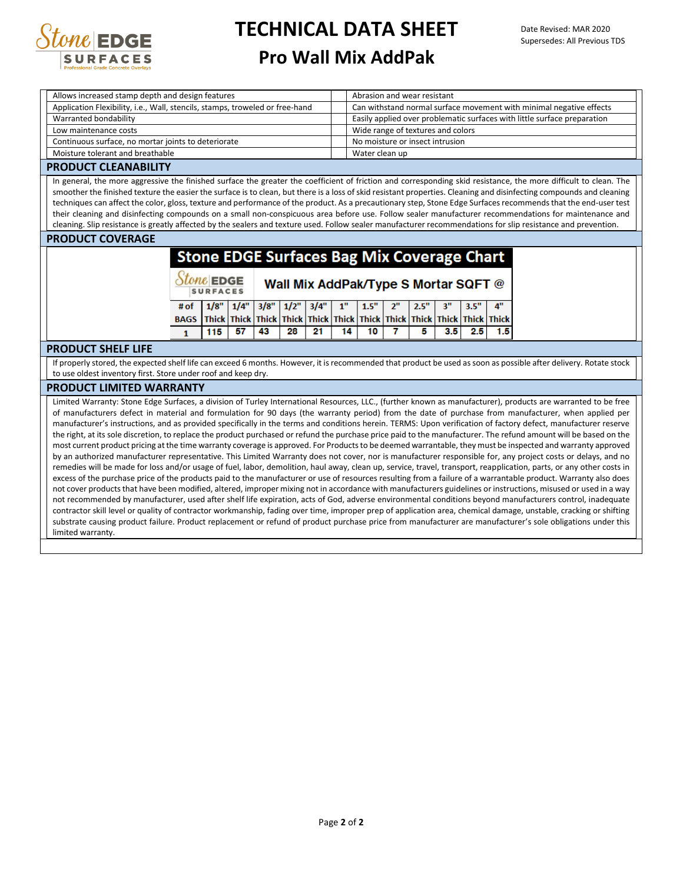# TECHNICAL DATA SHEET

## Pro Wall Mix AddPak

Date Revised: MAR 2020
Supersedes: All Previous TDS

| | |
|---|---|
| Allows increased stamp depth and design features | Abrasion and wear resistant |
| Application Flexibility, i.e., Wall, stencils, stamps, troweled or free-hand | Can withstand normal surface movement with minimal negative effects |
| Warranted bondability | Easily applied over problematic surfaces with little surface preparation |
| Low maintenance costs | Wide range of textures and colors |
| Continuous surface, no mortar joints to deteriorate | No moisture or insect intrusion |
| Moisture tolerant and breathable | Water clean up |

## PRODUCT CLEANABILITY

In general, the more aggressive the finished surface the greater the coefficient of friction and corresponding skid resistance, the more difficult to clean. The smoother the finished texture the easier the surface is to clean, but there is a loss of skid resistant properties. Cleaning and disinfecting compounds and cleaning techniques can affect the color, gloss, texture and performance of the product. As a precautionary step, Stone Edge Surfaces recommends that the end-user test their cleaning and disinfecting compounds on a small non-conspicuous area before use. Follow sealer manufacturer recommendations for maintenance and cleaning. Slip resistance is greatly affected by the sealers and texture used. Follow sealer manufacturer recommendations for slip resistance and prevention.

## PRODUCT COVERAGE

**Stone EDGE Surfaces Bag Mix Coverage Chart**

**Wall Mix AddPak/Type S Mortar SQFT @**

| # of BAGS | 1/8" Thick | 1/4" Thick | 3/8" Thick | 1/2" Thick | 3/4" Thick | 1" Thick | 1.5" Thick | 2" Thick | 2.5" Thick | 3" Thick | 3.5" Thick | 4" Thick |
|---|---|---|---|---|---|---|---|---|---|---|---|---|
| 1 | 115 | 57 | 43 | 28 | 21 | 14 | 10 | 7 | 5 | 3.5 | 2.5 | 1.5 |

## PRODUCT SHELF LIFE

If properly stored, the expected shelf life can exceed 6 months. However, it is recommended that product be used as soon as possible after delivery. Rotate stock to use oldest inventory first. Store under roof and keep dry.

## PRODUCT LIMITED WARRANTY

Limited Warranty: Stone Edge Surfaces, a division of Turley International Resources, LLC., (further known as manufacturer), products are warranted to be free of manufacturers defect in material and formulation for 90 days (the warranty period) from the date of purchase from manufacturer, when applied per manufacturer's instructions, and as provided specifically in the terms and conditions herein. TERMS: Upon verification of factory defect, manufacturer reserve the right, at its sole discretion, to replace the product purchased or refund the purchase price paid to the manufacturer. The refund amount will be based on the most current product pricing at the time warranty coverage is approved. For Products to be deemed warrantable, they must be inspected and warranty approved by an authorized manufacturer representative. This Limited Warranty does not cover, nor is manufacturer responsible for, any project costs or delays, and no remedies will be made for loss and/or usage of fuel, labor, demolition, haul away, clean up, service, travel, transport, reapplication, parts, or any other costs in excess of the purchase price of the products paid to the manufacturer or use of resources resulting from a failure of a warrantable product. Warranty also does not cover products that have been modified, altered, improper mixing not in accordance with manufacturers guidelines or instructions, misused or used in a way not recommended by manufacturer, used after shelf life expiration, acts of God, adverse environmental conditions beyond manufacturers control, inadequate contractor skill level or quality of contractor workmanship, fading over time, improper prep of application area, chemical damage, unstable, cracking or shifting substrate causing product failure. Product replacement or refund of product purchase price from manufacturer are manufacturer's sole obligations under this limited warranty.